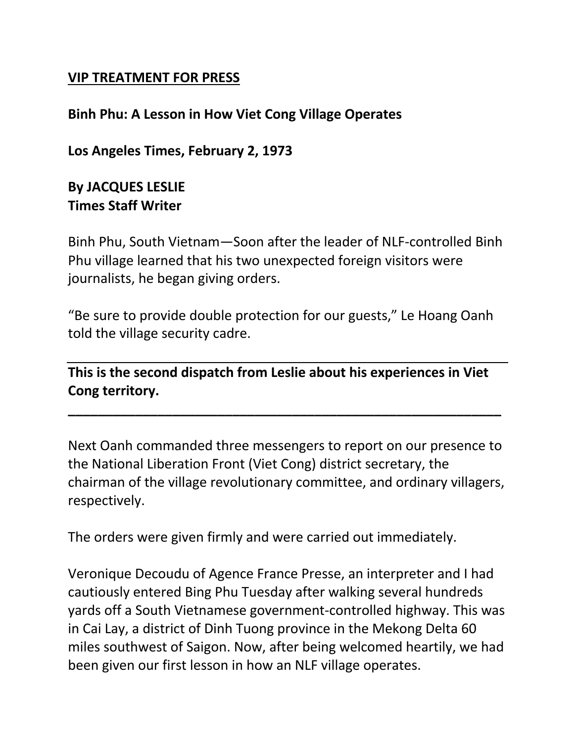**VIP TREATMENT FOR PRESS**

**Binh Phu: A Lesson in How Viet Cong Village Operates**

**Los Angeles Times, February 2, 1973**

**By JACQUES LESLIE**
**Times Staff Writer**

Binh Phu, South Vietnam—Soon after the leader of NLF-controlled Binh Phu village learned that his two unexpected foreign visitors were journalists, he began giving orders.

"Be sure to provide double protection for our guests," Le Hoang Oanh told the village security cadre.

---

**This is the second dispatch from Leslie about his experiences in Viet Cong territory.**

---

Next Oanh commanded three messengers to report on our presence to the National Liberation Front (Viet Cong) district secretary, the chairman of the village revolutionary committee, and ordinary villagers, respectively.

The orders were given firmly and were carried out immediately.

Veronique Decoudu of Agence France Presse, an interpreter and I had cautiously entered Bing Phu Tuesday after walking several hundreds yards off a South Vietnamese government-controlled highway. This was in Cai Lay, a district of Dinh Tuong province in the Mekong Delta 60 miles southwest of Saigon. Now, after being welcomed heartily, we had been given our first lesson in how an NLF village operates.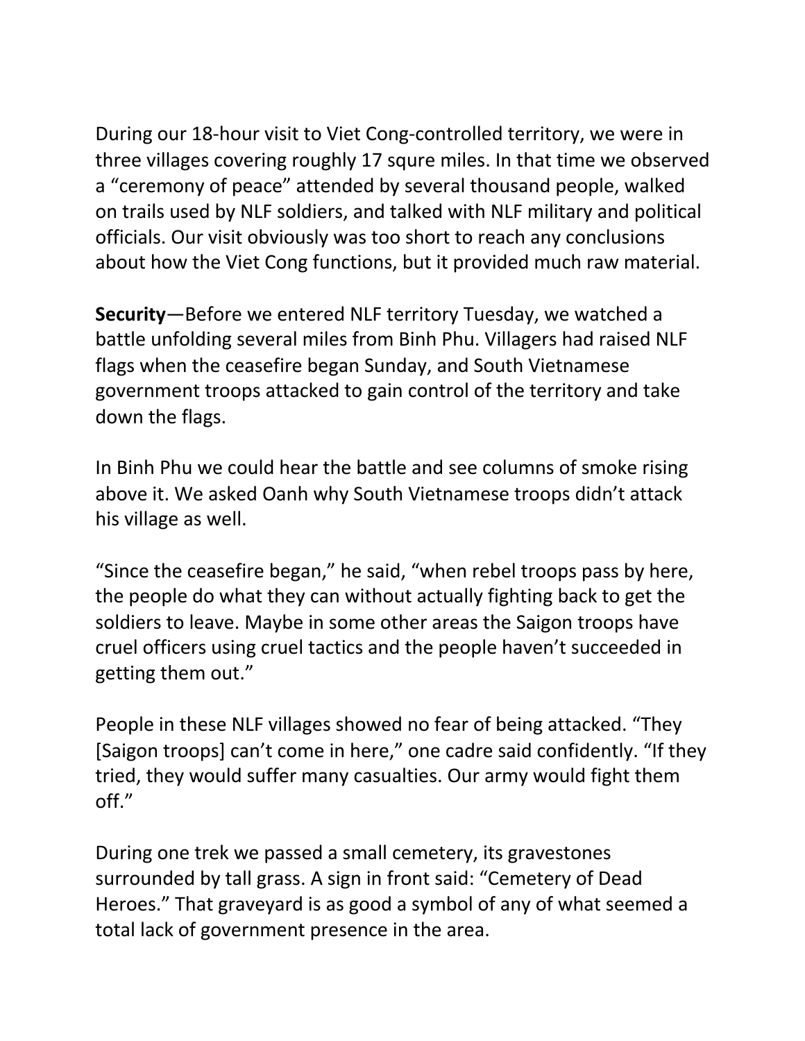During our 18-hour visit to Viet Cong-controlled territory, we were in three villages covering roughly 17 squre miles. In that time we observed a "ceremony of peace" attended by several thousand people, walked on trails used by NLF soldiers, and talked with NLF military and political officials. Our visit obviously was too short to reach any conclusions about how the Viet Cong functions, but it provided much raw material.

**Security**—Before we entered NLF territory Tuesday, we watched a battle unfolding several miles from Binh Phu. Villagers had raised NLF flags when the ceasefire began Sunday, and South Vietnamese government troops attacked to gain control of the territory and take down the flags.

In Binh Phu we could hear the battle and see columns of smoke rising above it. We asked Oanh why South Vietnamese troops didn't attack his village as well.

"Since the ceasefire began," he said, "when rebel troops pass by here, the people do what they can without actually fighting back to get the soldiers to leave. Maybe in some other areas the Saigon troops have cruel officers using cruel tactics and the people haven't succeeded in getting them out."

People in these NLF villages showed no fear of being attacked. "They [Saigon troops] can't come in here," one cadre said confidently. "If they tried, they would suffer many casualties. Our army would fight them off."

During one trek we passed a small cemetery, its gravestones surrounded by tall grass. A sign in front said: "Cemetery of Dead Heroes." That graveyard is as good a symbol of any of what seemed a total lack of government presence in the area.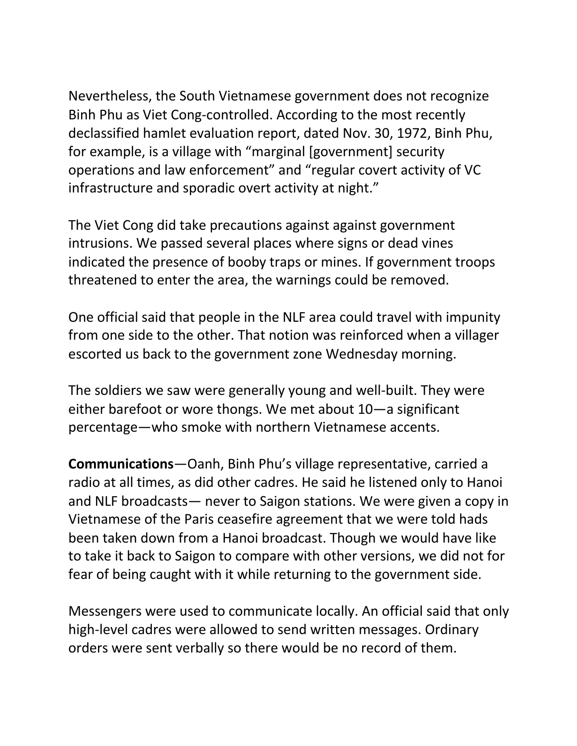Nevertheless, the South Vietnamese government does not recognize Binh Phu as Viet Cong-controlled. According to the most recently declassified hamlet evaluation report, dated Nov. 30, 1972, Binh Phu, for example, is a village with "marginal [government] security operations and law enforcement" and "regular covert activity of VC infrastructure and sporadic overt activity at night."

The Viet Cong did take precautions against against government intrusions. We passed several places where signs or dead vines indicated the presence of booby traps or mines. If government troops threatened to enter the area, the warnings could be removed.

One official said that people in the NLF area could travel with impunity from one side to the other. That notion was reinforced when a villager escorted us back to the government zone Wednesday morning.

The soldiers we saw were generally young and well-built. They were either barefoot or wore thongs. We met about 10—a significant percentage—who smoke with northern Vietnamese accents.

**Communications**—Oanh, Binh Phu's village representative, carried a radio at all times, as did other cadres. He said he listened only to Hanoi and NLF broadcasts— never to Saigon stations. We were given a copy in Vietnamese of the Paris ceasefire agreement that we were told hads been taken down from a Hanoi broadcast. Though we would have like to take it back to Saigon to compare with other versions, we did not for fear of being caught with it while returning to the government side.

Messengers were used to communicate locally. An official said that only high-level cadres were allowed to send written messages. Ordinary orders were sent verbally so there would be no record of them.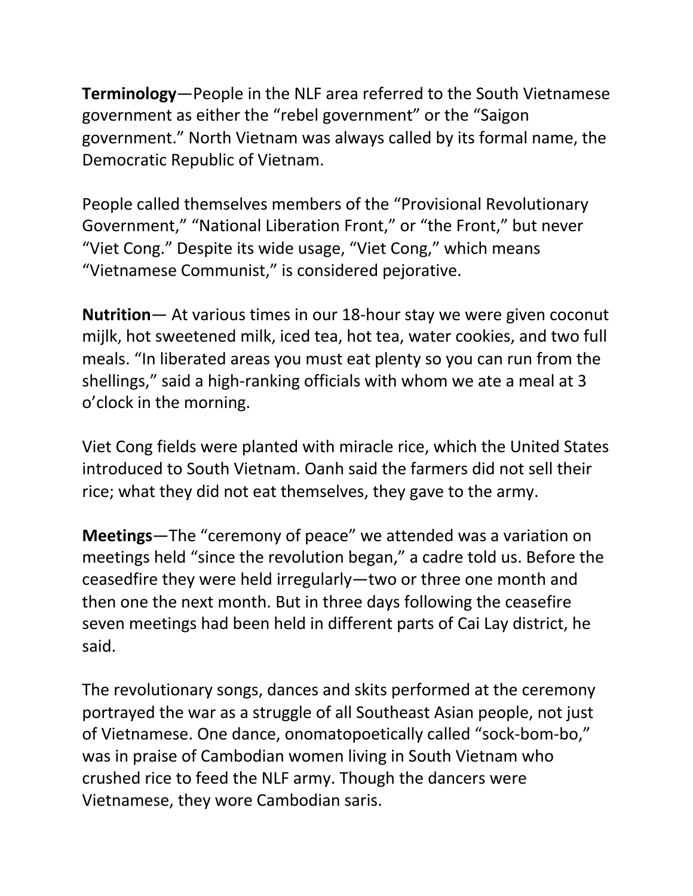**Terminology**—People in the NLF area referred to the South Vietnamese government as either the "rebel government" or the "Saigon government." North Vietnam was always called by its formal name, the Democratic Republic of Vietnam.

People called themselves members of the "Provisional Revolutionary Government," "National Liberation Front," or "the Front," but never "Viet Cong." Despite its wide usage, "Viet Cong," which means "Vietnamese Communist," is considered pejorative.

**Nutrition**— At various times in our 18-hour stay we were given coconut mijlk, hot sweetened milk, iced tea, hot tea, water cookies, and two full meals. "In liberated areas you must eat plenty so you can run from the shellings," said a high-ranking officials with whom we ate a meal at 3 o'clock in the morning.

Viet Cong fields were planted with miracle rice, which the United States introduced to South Vietnam. Oanh said the farmers did not sell their rice; what they did not eat themselves, they gave to the army.

**Meetings**—The "ceremony of peace" we attended was a variation on meetings held "since the revolution began," a cadre told us. Before the ceasedfire they were held irregularly—two or three one month and then one the next month. But in three days following the ceasefire seven meetings had been held in different parts of Cai Lay district, he said.

The revolutionary songs, dances and skits performed at the ceremony portrayed the war as a struggle of all Southeast Asian people, not just of Vietnamese. One dance, onomatopoetically called "sock-bom-bo," was in praise of Cambodian women living in South Vietnam who crushed rice to feed the NLF army. Though the dancers were Vietnamese, they wore Cambodian saris.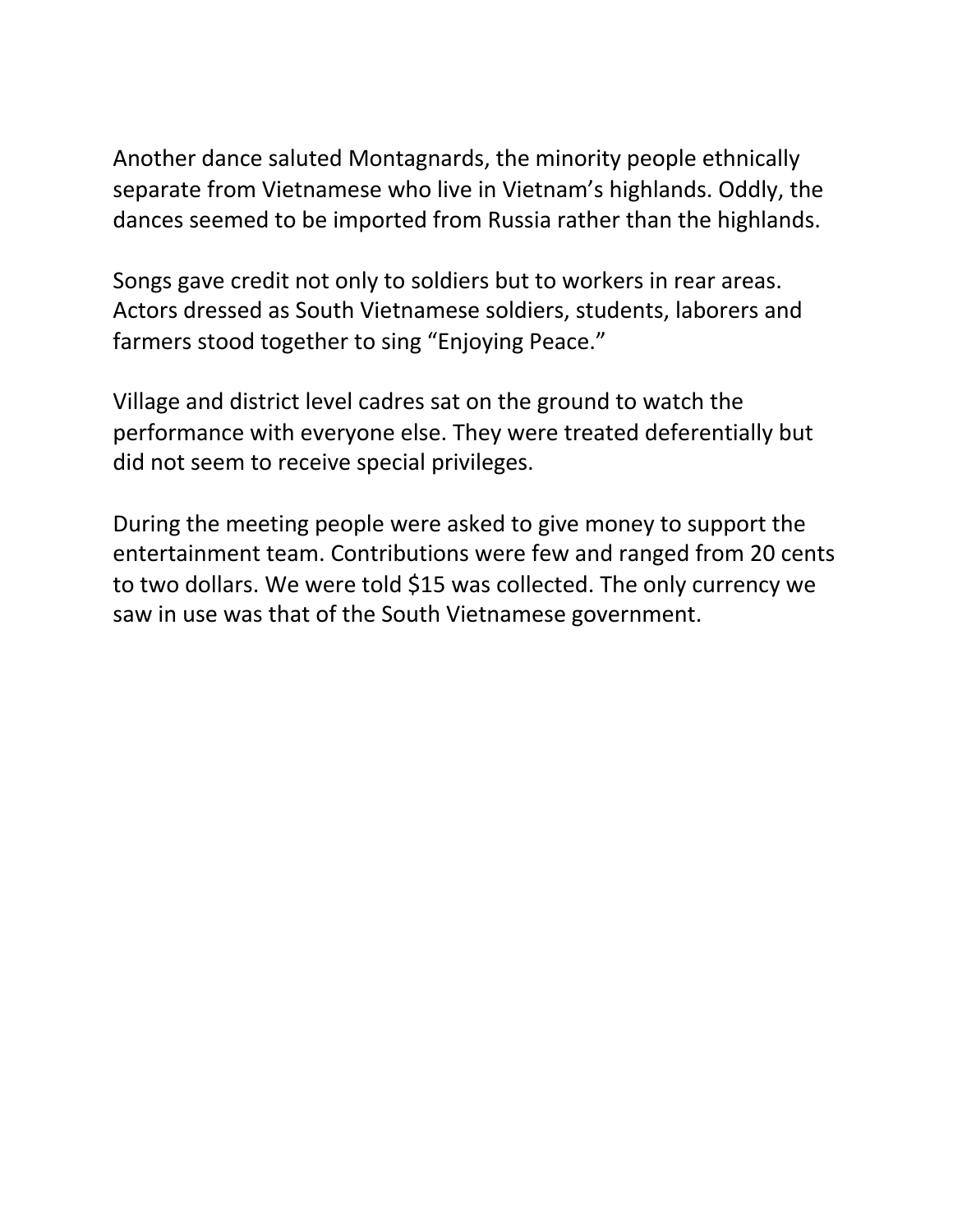Another dance saluted Montagnards, the minority people ethnically separate from Vietnamese who live in Vietnam's highlands. Oddly, the dances seemed to be imported from Russia rather than the highlands.

Songs gave credit not only to soldiers but to workers in rear areas. Actors dressed as South Vietnamese soldiers, students, laborers and farmers stood together to sing "Enjoying Peace."

Village and district level cadres sat on the ground to watch the performance with everyone else. They were treated deferentially but did not seem to receive special privileges.

During the meeting people were asked to give money to support the entertainment team. Contributions were few and ranged from 20 cents to two dollars. We were told $15 was collected. The only currency we saw in use was that of the South Vietnamese government.